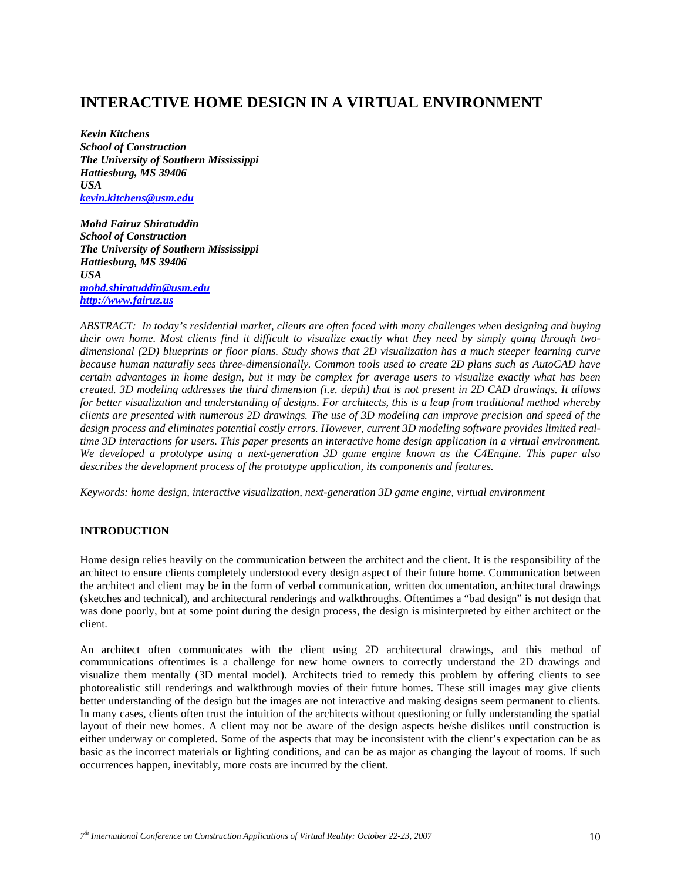# INTERACTIVE HOME DESIGN IN A VIRTUAL ENVIRONMENT

***Kevin Kitchens***
***School of Construction***
***The University of Southern Mississippi***
***Hattiesburg, MS 39406***
***USA***
***kevin.kitchens@usm.edu***

***Mohd Fairuz Shiratuddin***
***School of Construction***
***The University of Southern Mississippi***
***Hattiesburg, MS 39406***
***USA***
***mohd.shiratuddin@usm.edu***
***http://www.fairuz.us***

*ABSTRACT: In today's residential market, clients are often faced with many challenges when designing and buying their own home. Most clients find it difficult to visualize exactly what they need by simply going through two-dimensional (2D) blueprints or floor plans. Study shows that 2D visualization has a much steeper learning curve because human naturally sees three-dimensionally. Common tools used to create 2D plans such as AutoCAD have certain advantages in home design, but it may be complex for average users to visualize exactly what has been created. 3D modeling addresses the third dimension (i.e. depth) that is not present in 2D CAD drawings. It allows for better visualization and understanding of designs. For architects, this is a leap from traditional method whereby clients are presented with numerous 2D drawings. The use of 3D modeling can improve precision and speed of the design process and eliminates potential costly errors. However, current 3D modeling software provides limited real-time 3D interactions for users. This paper presents an interactive home design application in a virtual environment. We developed a prototype using a next-generation 3D game engine known as the C4Engine. This paper also describes the development process of the prototype application, its components and features.*

*Keywords: home design, interactive visualization, next-generation 3D game engine, virtual environment*

## INTRODUCTION

Home design relies heavily on the communication between the architect and the client. It is the responsibility of the architect to ensure clients completely understood every design aspect of their future home. Communication between the architect and client may be in the form of verbal communication, written documentation, architectural drawings (sketches and technical), and architectural renderings and walkthroughs. Oftentimes a "bad design" is not design that was done poorly, but at some point during the design process, the design is misinterpreted by either architect or the client.

An architect often communicates with the client using 2D architectural drawings, and this method of communications oftentimes is a challenge for new home owners to correctly understand the 2D drawings and visualize them mentally (3D mental model). Architects tried to remedy this problem by offering clients to see photorealistic still renderings and walkthrough movies of their future homes. These still images may give clients better understanding of the design but the images are not interactive and making designs seem permanent to clients. In many cases, clients often trust the intuition of the architects without questioning or fully understanding the spatial layout of their new homes. A client may not be aware of the design aspects he/she dislikes until construction is either underway or completed. Some of the aspects that may be inconsistent with the client's expectation can be as basic as the incorrect materials or lighting conditions, and can be as major as changing the layout of rooms. If such occurrences happen, inevitably, more costs are incurred by the client.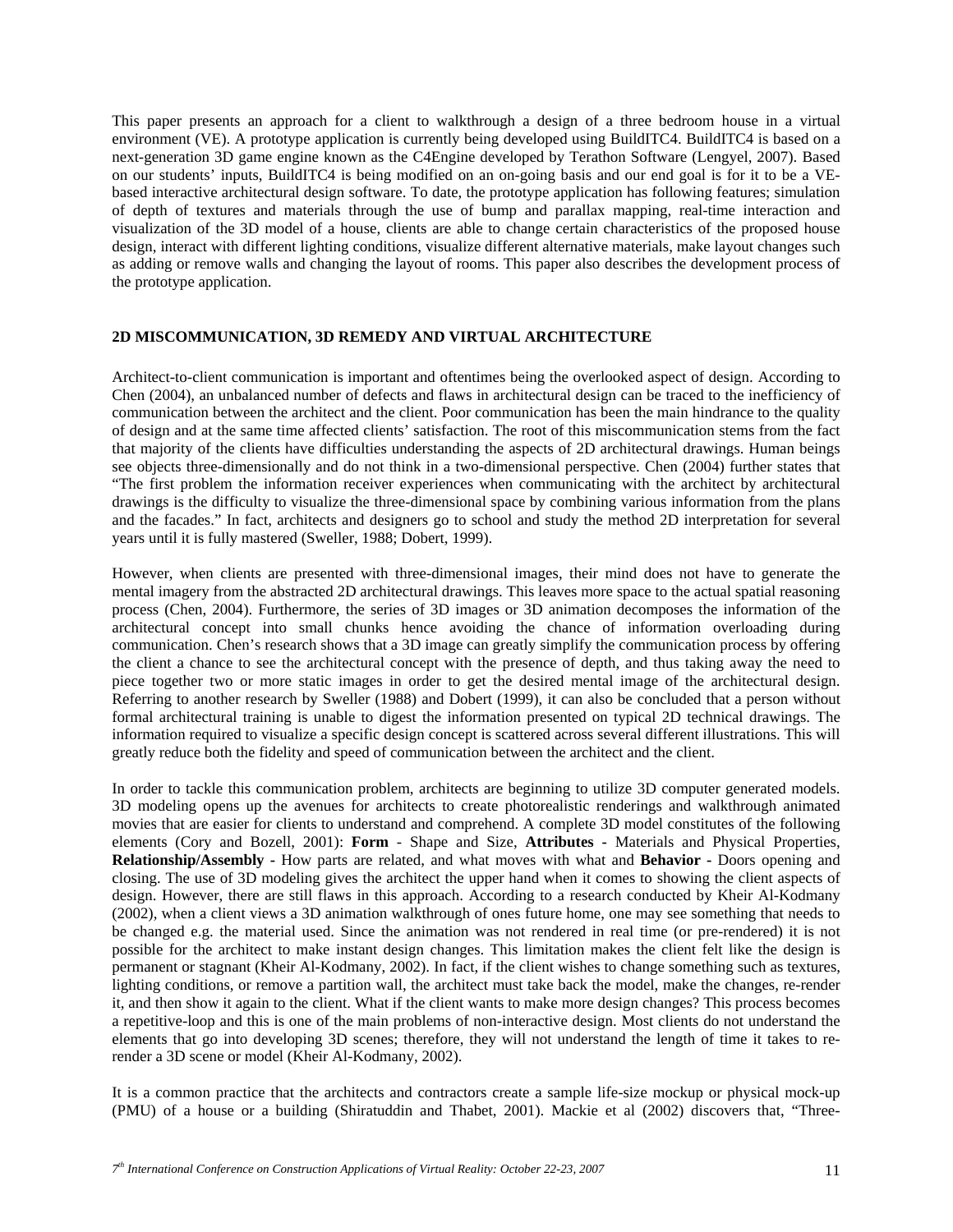This paper presents an approach for a client to walkthrough a design of a three bedroom house in a virtual environment (VE). A prototype application is currently being developed using BuildITC4. BuildITC4 is based on a next-generation 3D game engine known as the C4Engine developed by Terathon Software (Lengyel, 2007). Based on our students' inputs, BuildITC4 is being modified on an on-going basis and our end goal is for it to be a VE-based interactive architectural design software. To date, the prototype application has following features; simulation of depth of textures and materials through the use of bump and parallax mapping, real-time interaction and visualization of the 3D model of a house, clients are able to change certain characteristics of the proposed house design, interact with different lighting conditions, visualize different alternative materials, make layout changes such as adding or remove walls and changing the layout of rooms. This paper also describes the development process of the prototype application.

## 2D MISCOMMUNICATION, 3D REMEDY AND VIRTUAL ARCHITECTURE

Architect-to-client communication is important and oftentimes being the overlooked aspect of design. According to Chen (2004), an unbalanced number of defects and flaws in architectural design can be traced to the inefficiency of communication between the architect and the client. Poor communication has been the main hindrance to the quality of design and at the same time affected clients' satisfaction. The root of this miscommunication stems from the fact that majority of the clients have difficulties understanding the aspects of 2D architectural drawings. Human beings see objects three-dimensionally and do not think in a two-dimensional perspective. Chen (2004) further states that "The first problem the information receiver experiences when communicating with the architect by architectural drawings is the difficulty to visualize the three-dimensional space by combining various information from the plans and the facades." In fact, architects and designers go to school and study the method 2D interpretation for several years until it is fully mastered (Sweller, 1988; Dobert, 1999).

However, when clients are presented with three-dimensional images, their mind does not have to generate the mental imagery from the abstracted 2D architectural drawings. This leaves more space to the actual spatial reasoning process (Chen, 2004). Furthermore, the series of 3D images or 3D animation decomposes the information of the architectural concept into small chunks hence avoiding the chance of information overloading during communication. Chen's research shows that a 3D image can greatly simplify the communication process by offering the client a chance to see the architectural concept with the presence of depth, and thus taking away the need to piece together two or more static images in order to get the desired mental image of the architectural design. Referring to another research by Sweller (1988) and Dobert (1999), it can also be concluded that a person without formal architectural training is unable to digest the information presented on typical 2D technical drawings. The information required to visualize a specific design concept is scattered across several different illustrations. This will greatly reduce both the fidelity and speed of communication between the architect and the client.

In order to tackle this communication problem, architects are beginning to utilize 3D computer generated models. 3D modeling opens up the avenues for architects to create photorealistic renderings and walkthrough animated movies that are easier for clients to understand and comprehend. A complete 3D model constitutes of the following elements (Cory and Bozell, 2001): **Form** - Shape and Size, **Attributes -** Materials and Physical Properties, **Relationship/Assembly -** How parts are related, and what moves with what and **Behavior -** Doors opening and closing. The use of 3D modeling gives the architect the upper hand when it comes to showing the client aspects of design. However, there are still flaws in this approach. According to a research conducted by Kheir Al-Kodmany (2002), when a client views a 3D animation walkthrough of ones future home, one may see something that needs to be changed e.g. the material used. Since the animation was not rendered in real time (or pre-rendered) it is not possible for the architect to make instant design changes. This limitation makes the client felt like the design is permanent or stagnant (Kheir Al-Kodmany, 2002). In fact, if the client wishes to change something such as textures, lighting conditions, or remove a partition wall, the architect must take back the model, make the changes, re-render it, and then show it again to the client. What if the client wants to make more design changes? This process becomes a repetitive-loop and this is one of the main problems of non-interactive design. Most clients do not understand the elements that go into developing 3D scenes; therefore, they will not understand the length of time it takes to re-render a 3D scene or model (Kheir Al-Kodmany, 2002).

It is a common practice that the architects and contractors create a sample life-size mockup or physical mock-up (PMU) of a house or a building (Shiratuddin and Thabet, 2001). Mackie et al (2002) discovers that, "Three-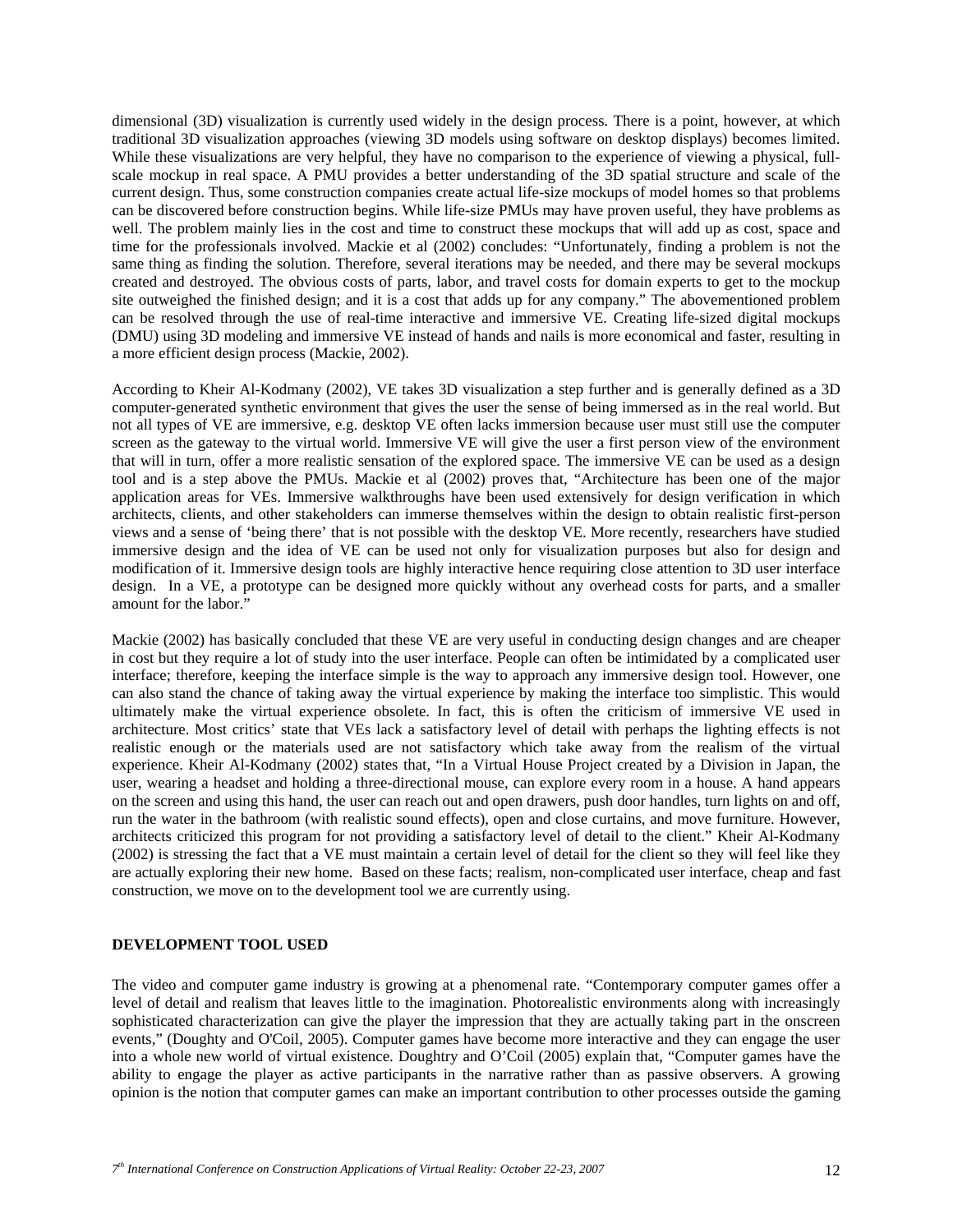dimensional (3D) visualization is currently used widely in the design process. There is a point, however, at which traditional 3D visualization approaches (viewing 3D models using software on desktop displays) becomes limited. While these visualizations are very helpful, they have no comparison to the experience of viewing a physical, full-scale mockup in real space. A PMU provides a better understanding of the 3D spatial structure and scale of the current design. Thus, some construction companies create actual life-size mockups of model homes so that problems can be discovered before construction begins. While life-size PMUs may have proven useful, they have problems as well. The problem mainly lies in the cost and time to construct these mockups that will add up as cost, space and time for the professionals involved. Mackie et al (2002) concludes: "Unfortunately, finding a problem is not the same thing as finding the solution. Therefore, several iterations may be needed, and there may be several mockups created and destroyed. The obvious costs of parts, labor, and travel costs for domain experts to get to the mockup site outweighed the finished design; and it is a cost that adds up for any company." The abovementioned problem can be resolved through the use of real-time interactive and immersive VE. Creating life-sized digital mockups (DMU) using 3D modeling and immersive VE instead of hands and nails is more economical and faster, resulting in a more efficient design process (Mackie, 2002).

According to Kheir Al-Kodmany (2002), VE takes 3D visualization a step further and is generally defined as a 3D computer-generated synthetic environment that gives the user the sense of being immersed as in the real world. But not all types of VE are immersive, e.g. desktop VE often lacks immersion because user must still use the computer screen as the gateway to the virtual world. Immersive VE will give the user a first person view of the environment that will in turn, offer a more realistic sensation of the explored space. The immersive VE can be used as a design tool and is a step above the PMUs. Mackie et al (2002) proves that, "Architecture has been one of the major application areas for VEs. Immersive walkthroughs have been used extensively for design verification in which architects, clients, and other stakeholders can immerse themselves within the design to obtain realistic first-person views and a sense of 'being there' that is not possible with the desktop VE. More recently, researchers have studied immersive design and the idea of VE can be used not only for visualization purposes but also for design and modification of it. Immersive design tools are highly interactive hence requiring close attention to 3D user interface design. In a VE, a prototype can be designed more quickly without any overhead costs for parts, and a smaller amount for the labor."

Mackie (2002) has basically concluded that these VE are very useful in conducting design changes and are cheaper in cost but they require a lot of study into the user interface. People can often be intimidated by a complicated user interface; therefore, keeping the interface simple is the way to approach any immersive design tool. However, one can also stand the chance of taking away the virtual experience by making the interface too simplistic. This would ultimately make the virtual experience obsolete. In fact, this is often the criticism of immersive VE used in architecture. Most critics' state that VEs lack a satisfactory level of detail with perhaps the lighting effects is not realistic enough or the materials used are not satisfactory which take away from the realism of the virtual experience. Kheir Al-Kodmany (2002) states that, "In a Virtual House Project created by a Division in Japan, the user, wearing a headset and holding a three-directional mouse, can explore every room in a house. A hand appears on the screen and using this hand, the user can reach out and open drawers, push door handles, turn lights on and off, run the water in the bathroom (with realistic sound effects), open and close curtains, and move furniture. However, architects criticized this program for not providing a satisfactory level of detail to the client." Kheir Al-Kodmany (2002) is stressing the fact that a VE must maintain a certain level of detail for the client so they will feel like they are actually exploring their new home. Based on these facts; realism, non-complicated user interface, cheap and fast construction, we move on to the development tool we are currently using.

## DEVELOPMENT TOOL USED

The video and computer game industry is growing at a phenomenal rate. "Contemporary computer games offer a level of detail and realism that leaves little to the imagination. Photorealistic environments along with increasingly sophisticated characterization can give the player the impression that they are actually taking part in the onscreen events," (Doughty and O'Coil, 2005). Computer games have become more interactive and they can engage the user into a whole new world of virtual existence. Doughtry and O'Coil (2005) explain that, "Computer games have the ability to engage the player as active participants in the narrative rather than as passive observers. A growing opinion is the notion that computer games can make an important contribution to other processes outside the gaming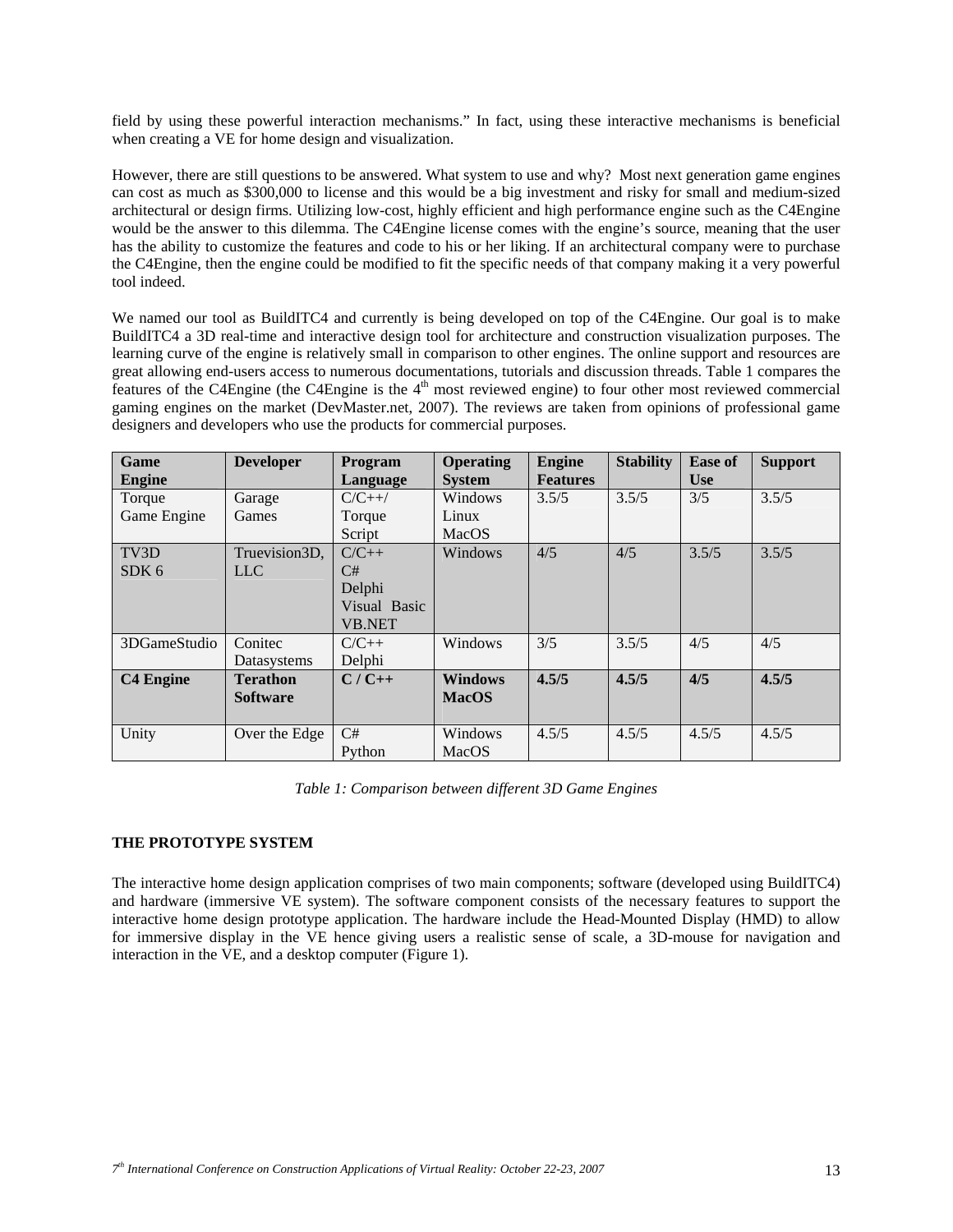field by using these powerful interaction mechanisms." In fact, using these interactive mechanisms is beneficial when creating a VE for home design and visualization.

However, there are still questions to be answered. What system to use and why? Most next generation game engines can cost as much as $300,000 to license and this would be a big investment and risky for small and medium-sized architectural or design firms. Utilizing low-cost, highly efficient and high performance engine such as the C4Engine would be the answer to this dilemma. The C4Engine license comes with the engine's source, meaning that the user has the ability to customize the features and code to his or her liking. If an architectural company were to purchase the C4Engine, then the engine could be modified to fit the specific needs of that company making it a very powerful tool indeed.

We named our tool as BuildITC4 and currently is being developed on top of the C4Engine. Our goal is to make BuildITC4 a 3D real-time and interactive design tool for architecture and construction visualization purposes. The learning curve of the engine is relatively small in comparison to other engines. The online support and resources are great allowing end-users access to numerous documentations, tutorials and discussion threads. Table 1 compares the features of the C4Engine (the C4Engine is the 4th most reviewed engine) to four other most reviewed commercial gaming engines on the market (DevMaster.net, 2007). The reviews are taken from opinions of professional game designers and developers who use the products for commercial purposes.

| Game Engine | Developer | Program Language | Operating System | Engine Features | Stability | Ease of Use | Support |
|---|---|---|---|---|---|---|---|
| Torque Game Engine | Garage Games | C/C++/ Torque Script | Windows Linux MacOS | 3.5/5 | 3.5/5 | 3/5 | 3.5/5 |
| TV3D SDK 6 | Truevision3D, LLC | C/C++ C# Delphi Visual Basic VB.NET | Windows | 4/5 | 4/5 | 3.5/5 | 3.5/5 |
| 3DGameStudio | Conitec Datasystems | C/C++ Delphi | Windows | 3/5 | 3.5/5 | 4/5 | 4/5 |
| **C4 Engine** | **Terathon Software** | **C / C++** | **Windows MacOS** | **4.5/5** | **4.5/5** | **4/5** | **4.5/5** |
| Unity | Over the Edge | C# Python | Windows MacOS | 4.5/5 | 4.5/5 | 4.5/5 | 4.5/5 |

*Table 1: Comparison between different 3D Game Engines*

## THE PROTOTYPE SYSTEM

The interactive home design application comprises of two main components; software (developed using BuildITC4) and hardware (immersive VE system). The software component consists of the necessary features to support the interactive home design prototype application. The hardware include the Head-Mounted Display (HMD) to allow for immersive display in the VE hence giving users a realistic sense of scale, a 3D-mouse for navigation and interaction in the VE, and a desktop computer (Figure 1).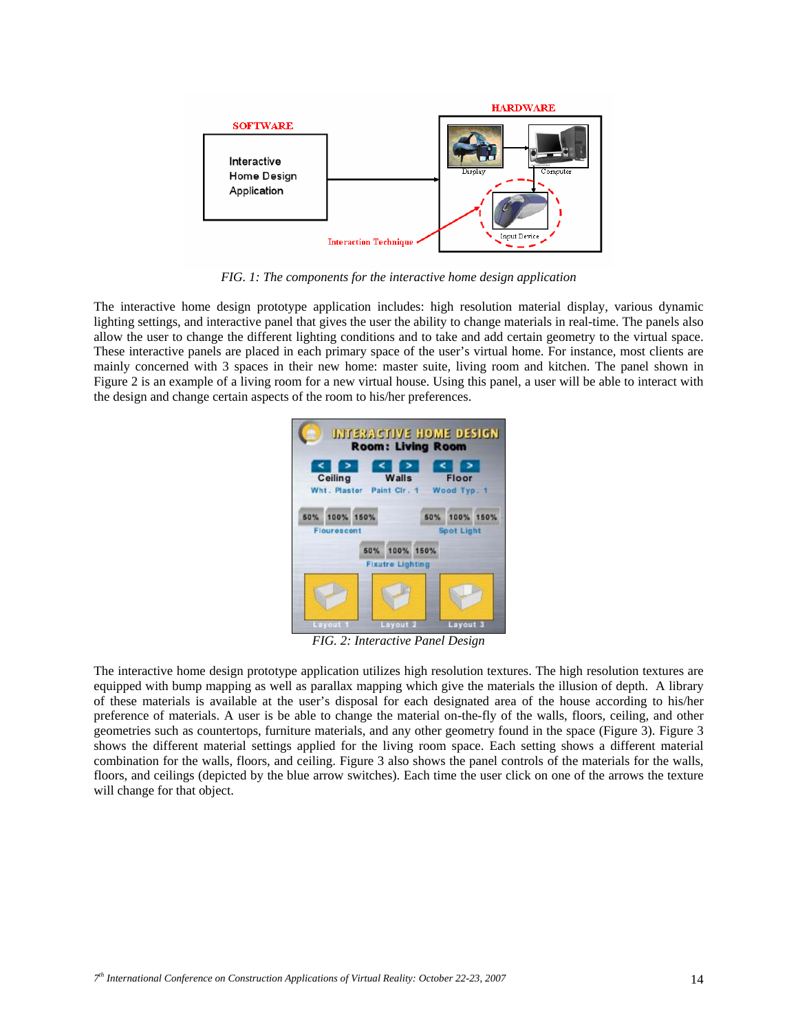*FIG. 1: The components for the interactive home design application*

The interactive home design prototype application includes: high resolution material display, various dynamic lighting settings, and interactive panel that gives the user the ability to change materials in real-time. The panels also allow the user to change the different lighting conditions and to take and add certain geometry to the virtual space. These interactive panels are placed in each primary space of the user's virtual home. For instance, most clients are mainly concerned with 3 spaces in their new home: master suite, living room and kitchen. The panel shown in Figure 2 is an example of a living room for a new virtual house. Using this panel, a user will be able to interact with the design and change certain aspects of the room to his/her preferences.

*FIG. 2: Interactive Panel Design*

The interactive home design prototype application utilizes high resolution textures. The high resolution textures are equipped with bump mapping as well as parallax mapping which give the materials the illusion of depth. A library of these materials is available at the user's disposal for each designated area of the house according to his/her preference of materials. A user is be able to change the material on-the-fly of the walls, floors, ceiling, and other geometries such as countertops, furniture materials, and any other geometry found in the space (Figure 3). Figure 3 shows the different material settings applied for the living room space. Each setting shows a different material combination for the walls, floors, and ceiling. Figure 3 also shows the panel controls of the materials for the walls, floors, and ceilings (depicted by the blue arrow switches). Each time the user click on one of the arrows the texture will change for that object.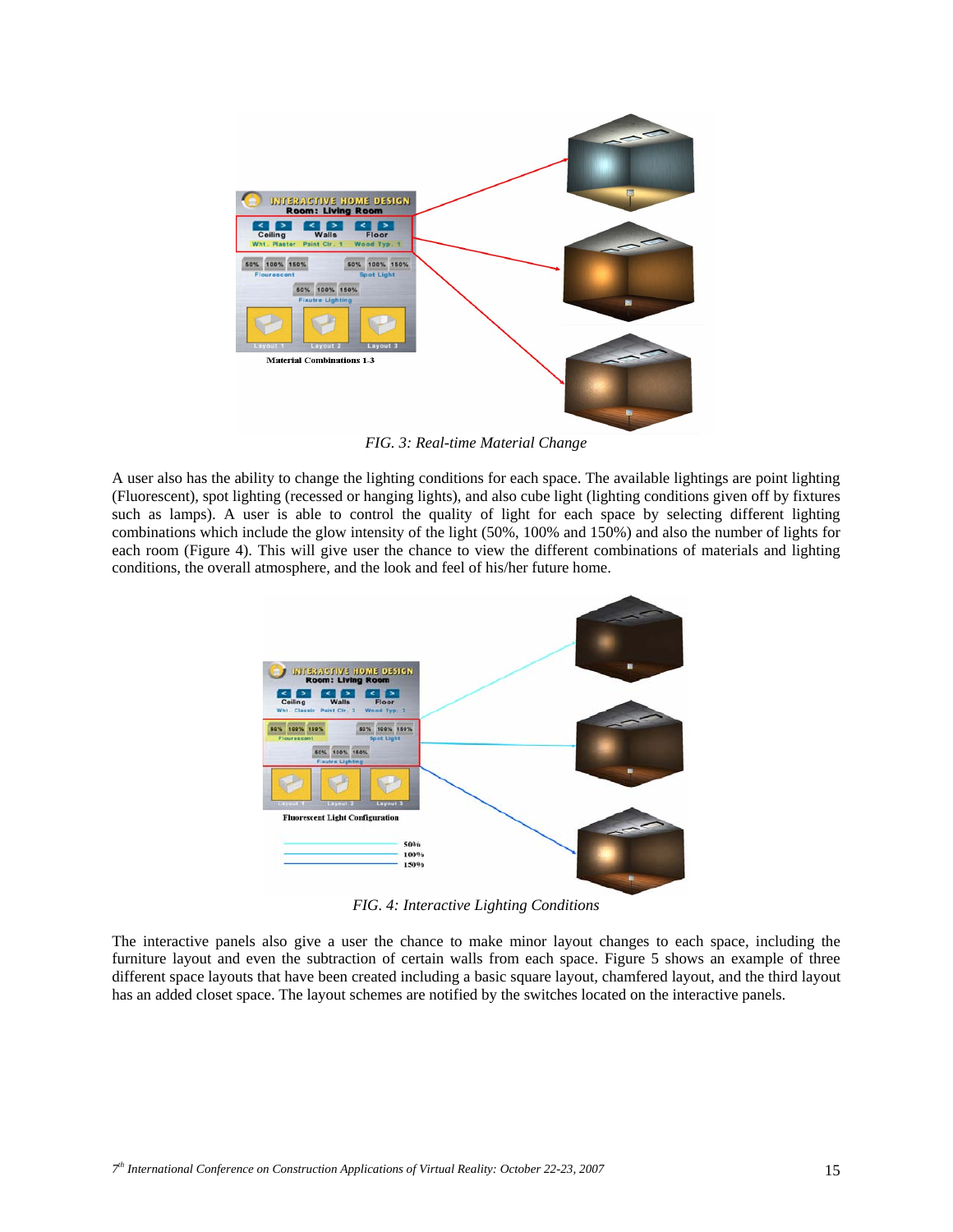FIG. 3: Real-time Material Change

A user also has the ability to change the lighting conditions for each space. The available lightings are point lighting (Fluorescent), spot lighting (recessed or hanging lights), and also cube light (lighting conditions given off by fixtures such as lamps). A user is able to control the quality of light for each space by selecting different lighting combinations which include the glow intensity of the light (50%, 100% and 150%) and also the number of lights for each room (Figure 4). This will give user the chance to view the different combinations of materials and lighting conditions, the overall atmosphere, and the look and feel of his/her future home.

FIG. 4: Interactive Lighting Conditions

The interactive panels also give a user the chance to make minor layout changes to each space, including the furniture layout and even the subtraction of certain walls from each space. Figure 5 shows an example of three different space layouts that have been created including a basic square layout, chamfered layout, and the third layout has an added closet space. The layout schemes are notified by the switches located on the interactive panels.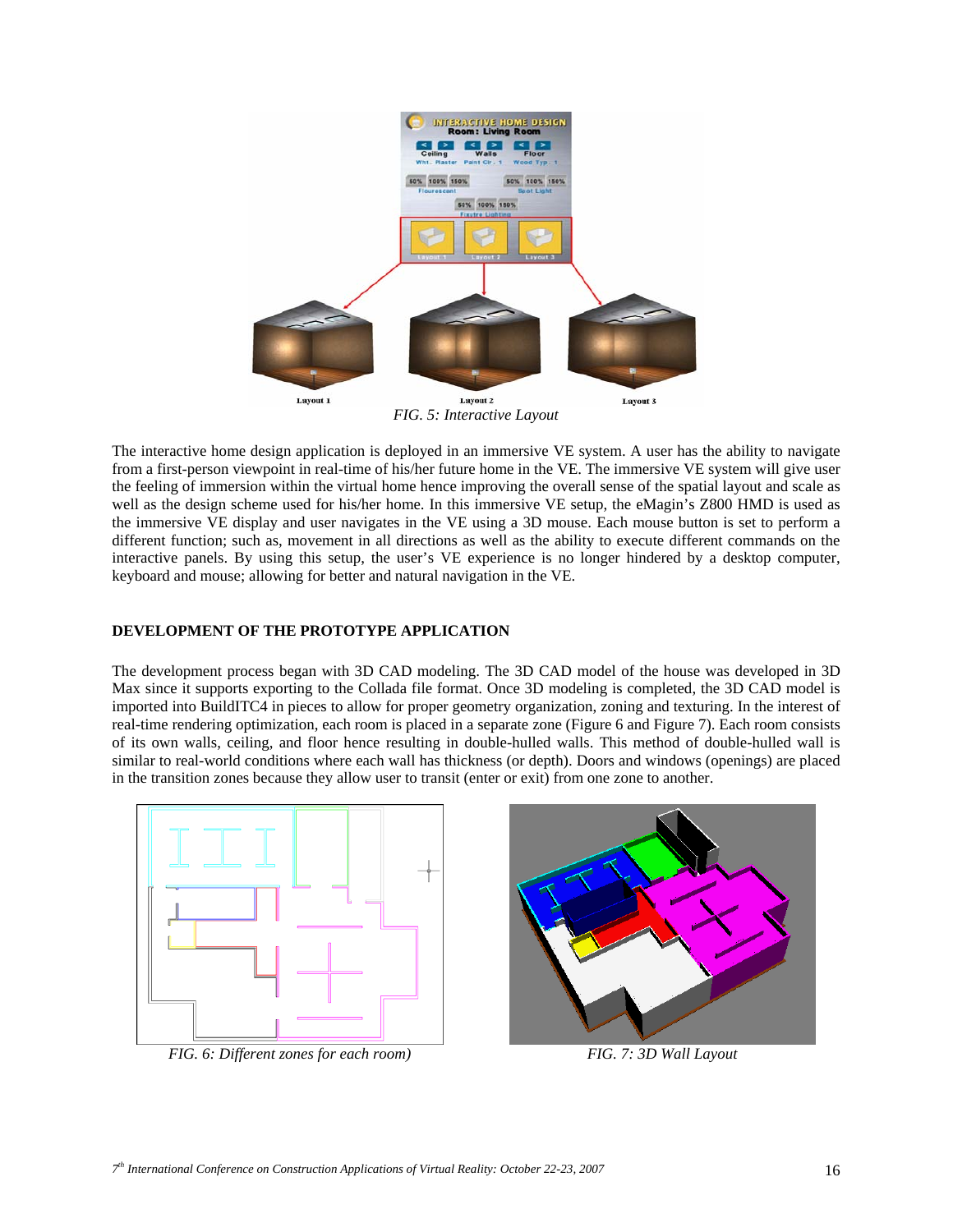FIG. 5: Interactive Layout

The interactive home design application is deployed in an immersive VE system. A user has the ability to navigate from a first-person viewpoint in real-time of his/her future home in the VE. The immersive VE system will give user the feeling of immersion within the virtual home hence improving the overall sense of the spatial layout and scale as well as the design scheme used for his/her home. In this immersive VE setup, the eMagin's Z800 HMD is used as the immersive VE display and user navigates in the VE using a 3D mouse. Each mouse button is set to perform a different function; such as, movement in all directions as well as the ability to execute different commands on the interactive panels. By using this setup, the user's VE experience is no longer hindered by a desktop computer, keyboard and mouse; allowing for better and natural navigation in the VE.

## DEVELOPMENT OF THE PROTOTYPE APPLICATION

The development process began with 3D CAD modeling. The 3D CAD model of the house was developed in 3D Max since it supports exporting to the Collada file format. Once 3D modeling is completed, the 3D CAD model is imported into BuildITC4 in pieces to allow for proper geometry organization, zoning and texturing. In the interest of real-time rendering optimization, each room is placed in a separate zone (Figure 6 and Figure 7). Each room consists of its own walls, ceiling, and floor hence resulting in double-hulled walls. This method of double-hulled wall is similar to real-world conditions where each wall has thickness (or depth). Doors and windows (openings) are placed in the transition zones because they allow user to transit (enter or exit) from one zone to another.

FIG. 6: Different zones for each room)

FIG. 7: 3D Wall Layout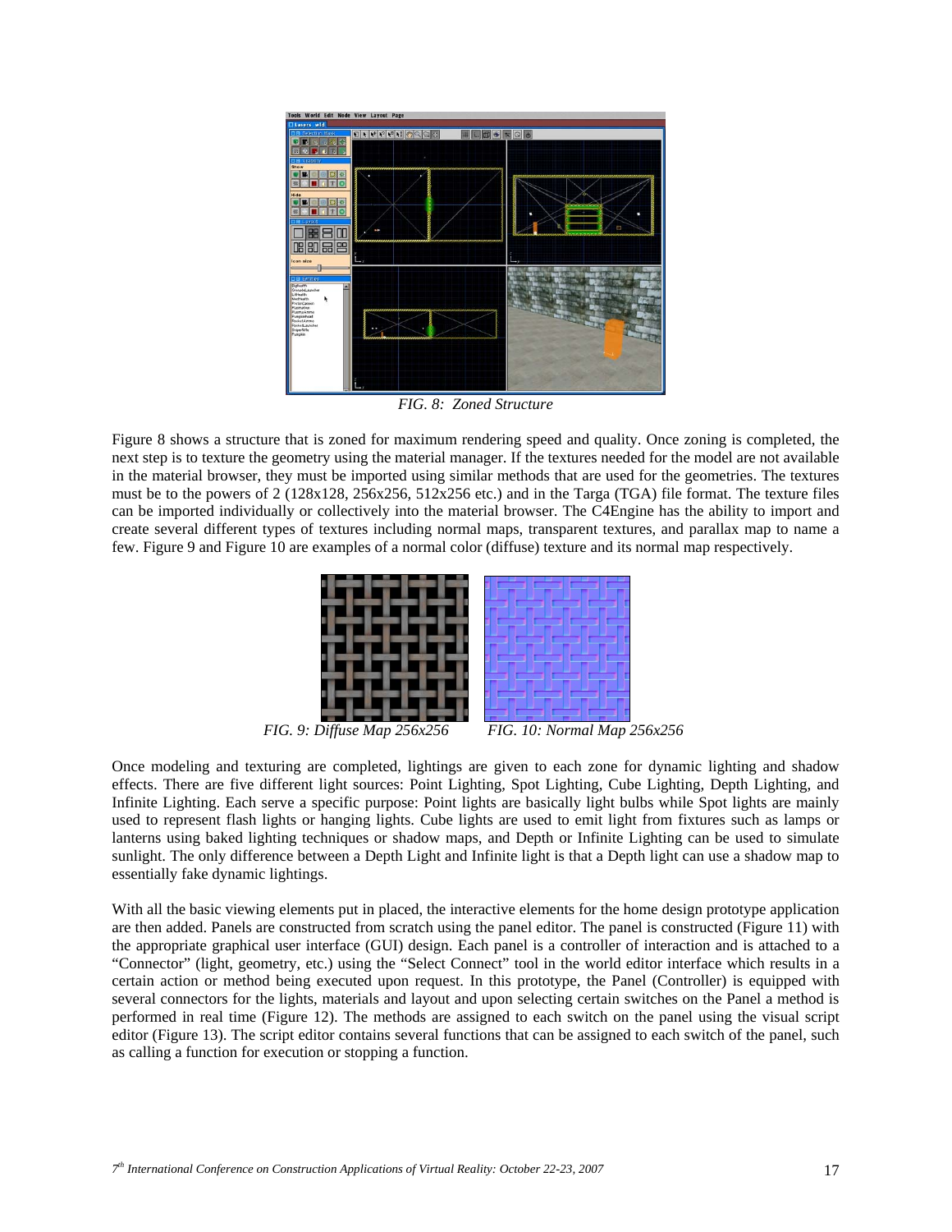FIG. 8: Zoned Structure

Figure 8 shows a structure that is zoned for maximum rendering speed and quality. Once zoning is completed, the next step is to texture the geometry using the material manager. If the textures needed for the model are not available in the material browser, they must be imported using similar methods that are used for the geometries. The textures must be to the powers of 2 (128x128, 256x256, 512x256 etc.) and in the Targa (TGA) file format. The texture files can be imported individually or collectively into the material browser. The C4Engine has the ability to import and create several different types of textures including normal maps, transparent textures, and parallax map to name a few. Figure 9 and Figure 10 are examples of a normal color (diffuse) texture and its normal map respectively.

FIG. 9: Diffuse Map 256x256 FIG. 10: Normal Map 256x256

Once modeling and texturing are completed, lightings are given to each zone for dynamic lighting and shadow effects. There are five different light sources: Point Lighting, Spot Lighting, Cube Lighting, Depth Lighting, and Infinite Lighting. Each serve a specific purpose: Point lights are basically light bulbs while Spot lights are mainly used to represent flash lights or hanging lights. Cube lights are used to emit light from fixtures such as lamps or lanterns using baked lighting techniques or shadow maps, and Depth or Infinite Lighting can be used to simulate sunlight. The only difference between a Depth Light and Infinite light is that a Depth light can use a shadow map to essentially fake dynamic lightings.

With all the basic viewing elements put in placed, the interactive elements for the home design prototype application are then added. Panels are constructed from scratch using the panel editor. The panel is constructed (Figure 11) with the appropriate graphical user interface (GUI) design. Each panel is a controller of interaction and is attached to a "Connector" (light, geometry, etc.) using the "Select Connect" tool in the world editor interface which results in a certain action or method being executed upon request. In this prototype, the Panel (Controller) is equipped with several connectors for the lights, materials and layout and upon selecting certain switches on the Panel a method is performed in real time (Figure 12). The methods are assigned to each switch on the panel using the visual script editor (Figure 13). The script editor contains several functions that can be assigned to each switch of the panel, such as calling a function for execution or stopping a function.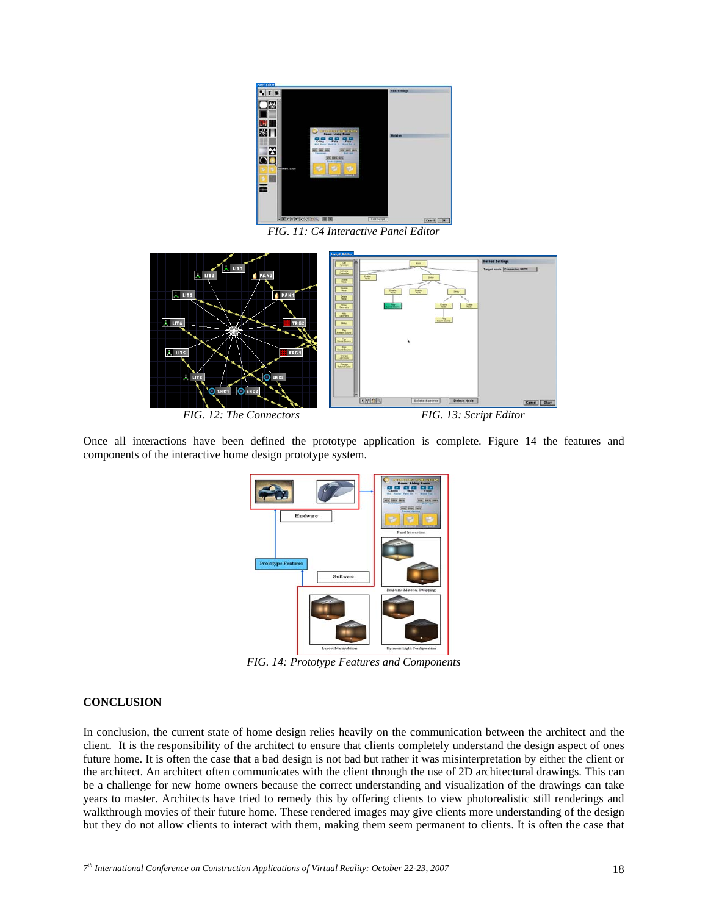FIG. 11: C4 Interactive Panel Editor

FIG. 12: The Connectors

FIG. 13: Script Editor

Once all interactions have been defined the prototype application is complete. Figure 14 the features and components of the interactive home design prototype system.

FIG. 14: Prototype Features and Components

**CONCLUSION**

In conclusion, the current state of home design relies heavily on the communication between the architect and the client. It is the responsibility of the architect to ensure that clients completely understand the design aspect of ones future home. It is often the case that a bad design is not bad but rather it was misinterpretation by either the client or the architect. An architect often communicates with the client through the use of 2D architectural drawings. This can be a challenge for new home owners because the correct understanding and visualization of the drawings can take years to master. Architects have tried to remedy this by offering clients to view photorealistic still renderings and walkthrough movies of their future home. These rendered images may give clients more understanding of the design but they do not allow clients to interact with them, making them seem permanent to clients. It is often the case that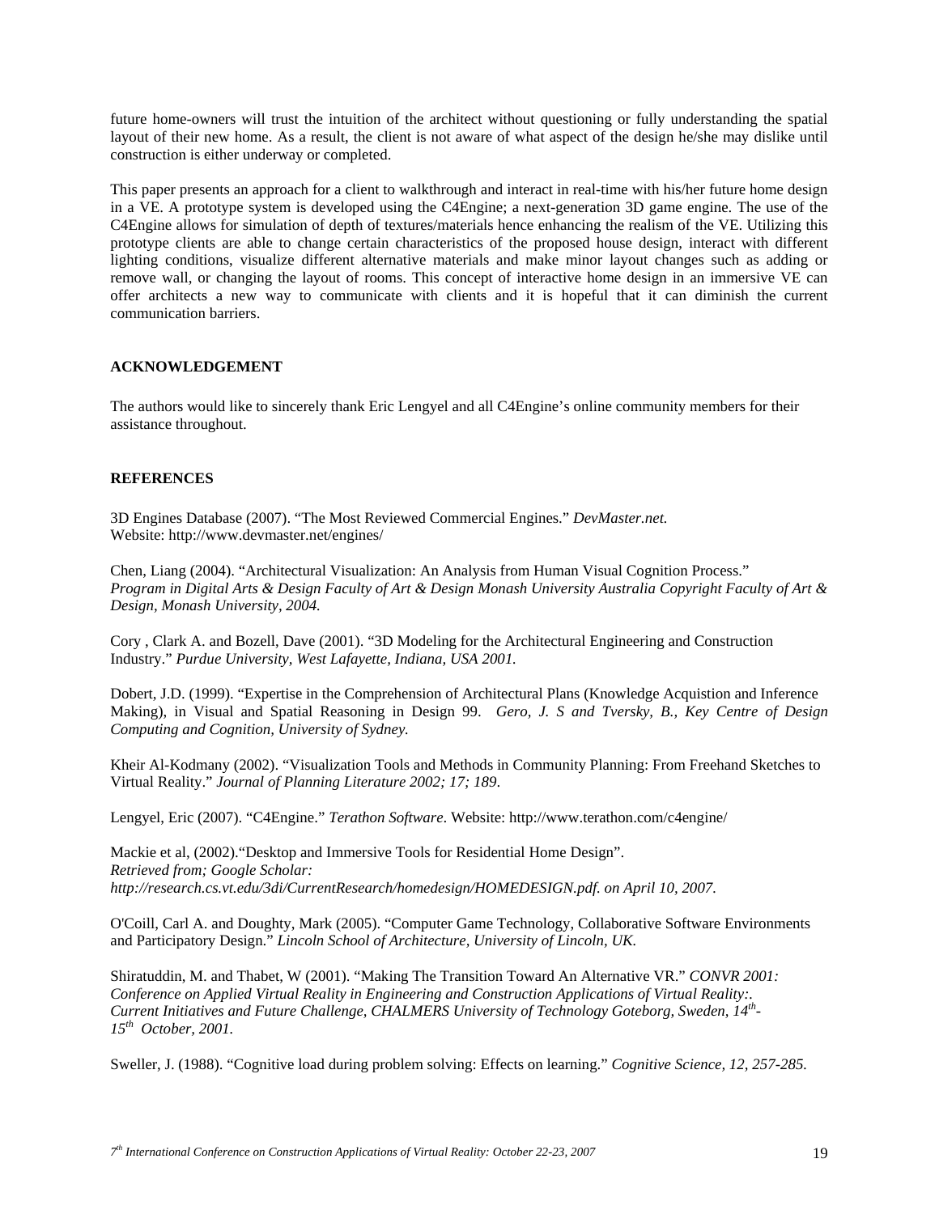future home-owners will trust the intuition of the architect without questioning or fully understanding the spatial layout of their new home. As a result, the client is not aware of what aspect of the design he/she may dislike until construction is either underway or completed.

This paper presents an approach for a client to walkthrough and interact in real-time with his/her future home design in a VE. A prototype system is developed using the C4Engine; a next-generation 3D game engine. The use of the C4Engine allows for simulation of depth of textures/materials hence enhancing the realism of the VE. Utilizing this prototype clients are able to change certain characteristics of the proposed house design, interact with different lighting conditions, visualize different alternative materials and make minor layout changes such as adding or remove wall, or changing the layout of rooms. This concept of interactive home design in an immersive VE can offer architects a new way to communicate with clients and it is hopeful that it can diminish the current communication barriers.

## ACKNOWLEDGEMENT

The authors would like to sincerely thank Eric Lengyel and all C4Engine's online community members for their assistance throughout.

## REFERENCES

3D Engines Database (2007). "The Most Reviewed Commercial Engines." *DevMaster.net.* Website: http://www.devmaster.net/engines/

Chen, Liang (2004). "Architectural Visualization: An Analysis from Human Visual Cognition Process." *Program in Digital Arts & Design Faculty of Art & Design Monash University Australia Copyright Faculty of Art & Design, Monash University, 2004.*

Cory , Clark A. and Bozell, Dave (2001). "3D Modeling for the Architectural Engineering and Construction Industry." *Purdue University, West Lafayette, Indiana, USA 2001.*

Dobert, J.D. (1999). "Expertise in the Comprehension of Architectural Plans (Knowledge Acquistion and Inference Making), in Visual and Spatial Reasoning in Design 99. *Gero, J. S and Tversky, B., Key Centre of Design Computing and Cognition, University of Sydney.*

Kheir Al-Kodmany (2002). "Visualization Tools and Methods in Community Planning: From Freehand Sketches to Virtual Reality." *Journal of Planning Literature 2002; 17; 189*.

Lengyel, Eric (2007). "C4Engine." *Terathon Software*. Website: http://www.terathon.com/c4engine/

Mackie et al, (2002)."Desktop and Immersive Tools for Residential Home Design". *Retrieved from; Google Scholar: http://research.cs.vt.edu/3di/CurrentResearch/homedesign/HOMEDESIGN.pdf. on April 10, 2007*.

O'Coill, Carl A. and Doughty, Mark (2005). "Computer Game Technology, Collaborative Software Environments and Participatory Design." *Lincoln School of Architecture, University of Lincoln, UK.*

Shiratuddin, M. and Thabet, W (2001). "Making The Transition Toward An Alternative VR." *CONVR 2001: Conference on Applied Virtual Reality in Engineering and Construction Applications of Virtual Reality:. Current Initiatives and Future Challenge, CHALMERS University of Technology Goteborg, Sweden, 14th-15th October, 2001.*

Sweller, J. (1988). "Cognitive load during problem solving: Effects on learning." *Cognitive Science, 12, 257-285.*